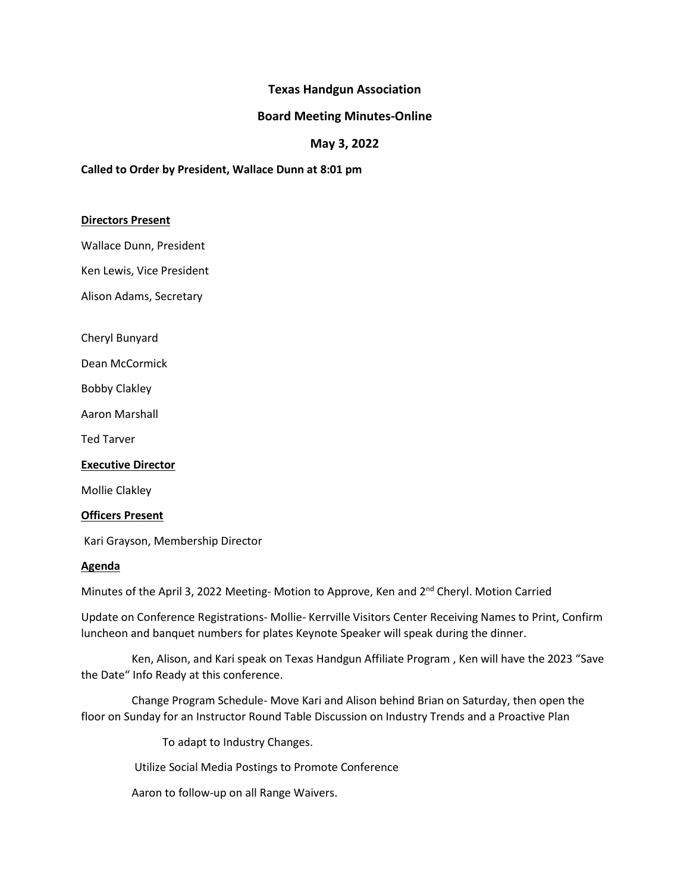**Texas Handgun Association**

**Board Meeting Minutes-Online**

**May 3, 2022**

**Called to Order by President, Wallace Dunn at 8:01 pm**

**Directors Present**

Wallace Dunn, President

Ken Lewis, Vice President

Alison Adams, Secretary

Cheryl Bunyard

Dean McCormick

Bobby Clakley

Aaron Marshall

Ted Tarver

**Executive Director**

Mollie Clakley

**Officers Present**

Kari Grayson, Membership Director

**Agenda**

Minutes of the April 3, 2022 Meeting- Motion to Approve, Ken and 2nd Cheryl. Motion Carried

Update on Conference Registrations- Mollie- Kerrville Visitors Center Receiving Names to Print, Confirm luncheon and banquet numbers for plates Keynote Speaker will speak during the dinner.

Ken, Alison, and Kari speak on Texas Handgun Affiliate Program , Ken will have the 2023 "Save the Date" Info Ready at this conference.

Change Program Schedule- Move Kari and Alison behind Brian on Saturday, then open the floor on Sunday for an Instructor Round Table Discussion on Industry Trends and a Proactive Plan

To adapt to Industry Changes.

Utilize Social Media Postings to Promote Conference

Aaron to follow-up on all Range Waivers.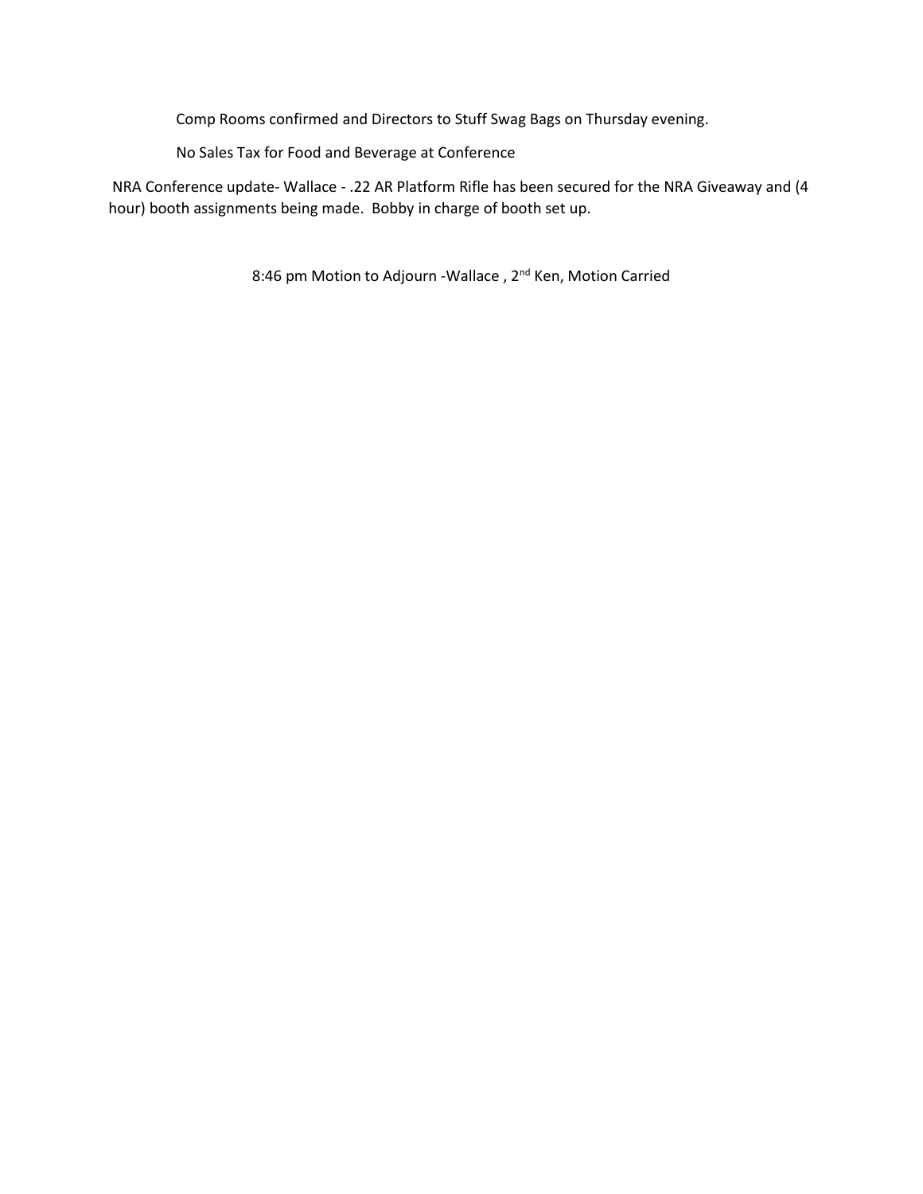Comp Rooms confirmed and Directors to Stuff Swag Bags on Thursday evening.

No Sales Tax for Food and Beverage at Conference

NRA Conference update- Wallace - .22 AR Platform Rifle has been secured for the NRA Giveaway and (4 hour) booth assignments being made. Bobby in charge of booth set up.

8:46 pm Motion to Adjourn -Wallace , 2nd Ken, Motion Carried